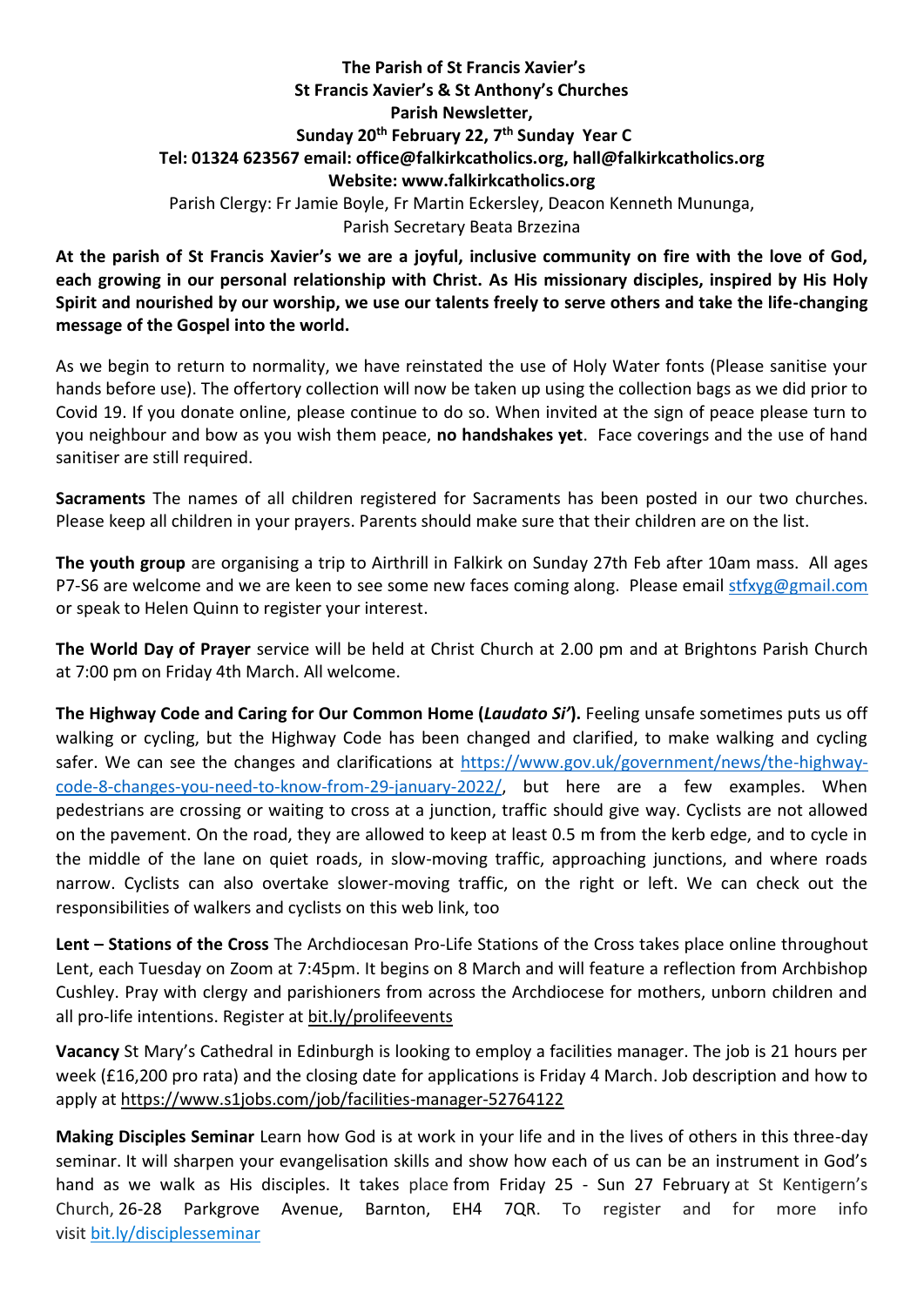**The Parish of St Francis Xavier's**
**St Francis Xavier's & St Anthony's Churches**
**Parish Newsletter,**
**Sunday 20th February 22, 7th Sunday Year C**
**Tel: 01324 623567 email: office@falkirkcatholics.org, hall@falkirkcatholics.org**
**Website: www.falkirkcatholics.org**

Parish Clergy: Fr Jamie Boyle, Fr Martin Eckersley, Deacon Kenneth Mununga, Parish Secretary Beata Brzezina

**At the parish of St Francis Xavier's we are a joyful, inclusive community on fire with the love of God, each growing in our personal relationship with Christ. As His missionary disciples, inspired by His Holy Spirit and nourished by our worship, we use our talents freely to serve others and take the life-changing message of the Gospel into the world.**

As we begin to return to normality, we have reinstated the use of Holy Water fonts (Please sanitise your hands before use). The offertory collection will now be taken up using the collection bags as we did prior to Covid 19. If you donate online, please continue to do so. When invited at the sign of peace please turn to you neighbour and bow as you wish them peace, **no handshakes yet**. Face coverings and the use of hand sanitiser are still required.

**Sacraments** The names of all children registered for Sacraments has been posted in our two churches. Please keep all children in your prayers. Parents should make sure that their children are on the list.

**The youth group** are organising a trip to Airthrill in Falkirk on Sunday 27th Feb after 10am mass. All ages P7-S6 are welcome and we are keen to see some new faces coming along. Please email stfxyg@gmail.com or speak to Helen Quinn to register your interest.

**The World Day of Prayer** service will be held at Christ Church at 2.00 pm and at Brightons Parish Church at 7:00 pm on Friday 4th March. All welcome.

**The Highway Code and Caring for Our Common Home (*Laudato Si'*).** Feeling unsafe sometimes puts us off walking or cycling, but the Highway Code has been changed and clarified, to make walking and cycling safer. We can see the changes and clarifications at https://www.gov.uk/government/news/the-highway-code-8-changes-you-need-to-know-from-29-january-2022/, but here are a few examples. When pedestrians are crossing or waiting to cross at a junction, traffic should give way. Cyclists are not allowed on the pavement. On the road, they are allowed to keep at least 0.5 m from the kerb edge, and to cycle in the middle of the lane on quiet roads, in slow-moving traffic, approaching junctions, and where roads narrow. Cyclists can also overtake slower-moving traffic, on the right or left. We can check out the responsibilities of walkers and cyclists on this web link, too

**Lent – Stations of the Cross** The Archdiocesan Pro-Life Stations of the Cross takes place online throughout Lent, each Tuesday on Zoom at 7:45pm. It begins on 8 March and will feature a reflection from Archbishop Cushley. Pray with clergy and parishioners from across the Archdiocese for mothers, unborn children and all pro-life intentions. Register at bit.ly/prolifeevents

**Vacancy** St Mary's Cathedral in Edinburgh is looking to employ a facilities manager. The job is 21 hours per week (£16,200 pro rata) and the closing date for applications is Friday 4 March. Job description and how to apply at https://www.s1jobs.com/job/facilities-manager-52764122

**Making Disciples Seminar** Learn how God is at work in your life and in the lives of others in this three-day seminar. It will sharpen your evangelisation skills and show how each of us can be an instrument in God's hand as we walk as His disciples. It takes place from Friday 25 - Sun 27 February at St Kentigern's Church, 26-28 Parkgrove Avenue, Barnton, EH4 7QR. To register and for more info visit bit.ly/disciplesseminar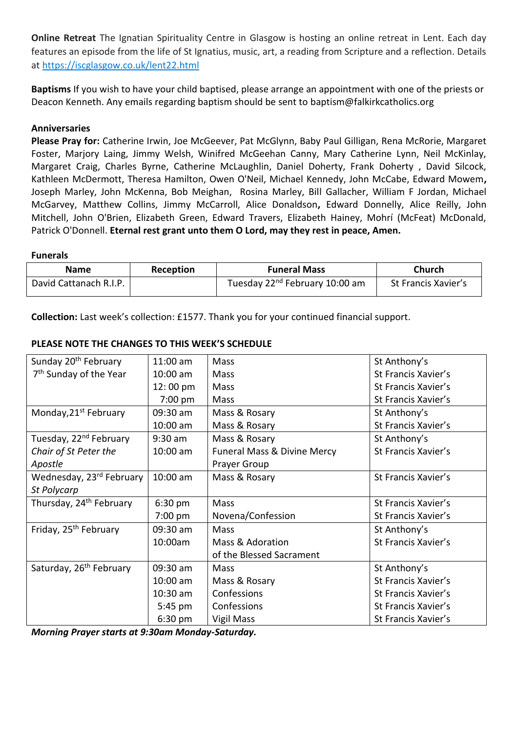**Online Retreat** The Ignatian Spirituality Centre in Glasgow is hosting an online retreat in Lent. Each day features an episode from the life of St Ignatius, music, art, a reading from Scripture and a reflection. Details at https://iscglasgow.co.uk/lent22.html

**Baptisms** If you wish to have your child baptised, please arrange an appointment with one of the priests or Deacon Kenneth. Any emails regarding baptism should be sent to baptism@falkirkcatholics.org

**Anniversaries**

**Please Pray for:** Catherine Irwin, Joe McGeever, Pat McGlynn, Baby Paul Gilligan, Rena McRorie, Margaret Foster, Marjory Laing, Jimmy Welsh, Winifred McGeehan Canny, Mary Catherine Lynn, Neil McKinlay, Margaret Craig, Charles Byrne, Catherine McLaughlin, Daniel Doherty, Frank Doherty , David Silcock, Kathleen McDermott, Theresa Hamilton, Owen O'Neil, Michael Kennedy, John McCabe, Edward Mowem**,** Joseph Marley, John McKenna, Bob Meighan, Rosina Marley, Bill Gallacher, William F Jordan, Michael McGarvey, Matthew Collins, Jimmy McCarroll, Alice Donaldson**,** Edward Donnelly, Alice Reilly, John Mitchell, John O'Brien, Elizabeth Green, Edward Travers, Elizabeth Hainey, Mohrí (McFeat) McDonald, Patrick O'Donnell. **Eternal rest grant unto them O Lord, may they rest in peace, Amen.**

**Funerals**

| Name | Reception | Funeral Mass | Church |
|---|---|---|---|
| David Cattanach R.I.P. | | Tuesday 22nd February 10:00 am | St Francis Xavier's |

**Collection:** Last week's collection: £1577. Thank you for your continued financial support.

**PLEASE NOTE THE CHANGES TO THIS WEEK'S SCHEDULE**

| | | | |
|---|---|---|---|
| Sunday 20th February<br>7th Sunday of the Year | 11:00 am<br>10:00 am<br>12: 00 pm<br>7:00 pm | Mass<br>Mass<br>Mass<br>Mass | St Anthony's<br>St Francis Xavier's<br>St Francis Xavier's<br>St Francis Xavier's |
| Monday,21st February | 09:30 am<br>10:00 am | Mass & Rosary<br>Mass & Rosary | St Anthony's<br>St Francis Xavier's |
| Tuesday, 22nd February<br>*Chair of St Peter the Apostle* | 9:30 am<br>10:00 am | Mass & Rosary<br>Funeral Mass & Divine Mercy Prayer Group | St Anthony's<br>St Francis Xavier's |
| Wednesday, 23rd February<br>*St Polycarp* | 10:00 am | Mass & Rosary | St Francis Xavier's |
| Thursday, 24th February | 6:30 pm<br>7:00 pm | Mass<br>Novena/Confession | St Francis Xavier's<br>St Francis Xavier's |
| Friday, 25th February | 09:30 am<br>10:00am | Mass<br>Mass & Adoration of the Blessed Sacrament | St Anthony's<br>St Francis Xavier's |
| Saturday, 26th February | 09:30 am<br>10:00 am<br>10:30 am<br>5:45 pm<br>6:30 pm | Mass<br>Mass & Rosary<br>Confessions<br>Confessions<br>Vigil Mass | St Anthony's<br>St Francis Xavier's<br>St Francis Xavier's<br>St Francis Xavier's<br>St Francis Xavier's |

***Morning Prayer starts at 9:30am Monday-Saturday.***